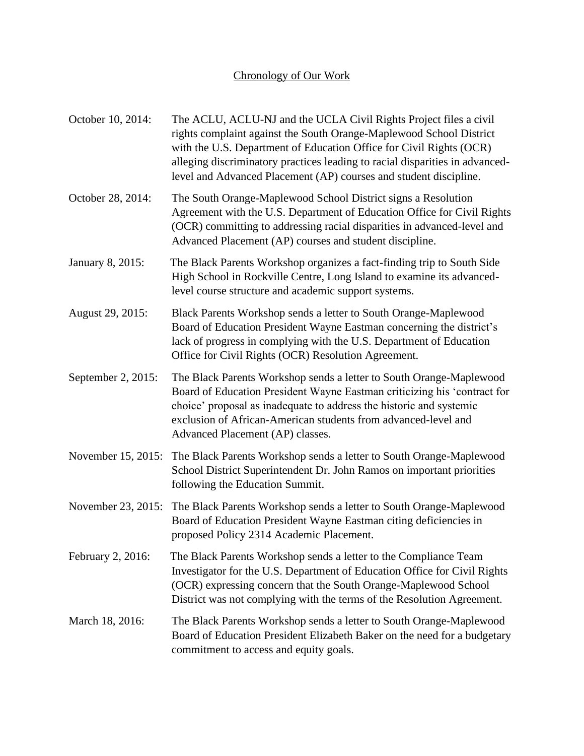# Chronology of Our Work

**October 10, 2014:** The ACLU, ACLU-NJ and the UCLA Civil Rights Project files a civil rights complaint against the South Orange-Maplewood School District with the U.S. Department of Education Office for Civil Rights (OCR) alleging discriminatory practices leading to racial disparities in advanced-level and Advanced Placement (AP) courses and student discipline.

**October 28, 2014:** The South Orange-Maplewood School District signs a Resolution Agreement with the U.S. Department of Education Office for Civil Rights (OCR) committing to addressing racial disparities in advanced-level and Advanced Placement (AP) courses and student discipline.

**January 8, 2015:** The Black Parents Workshop organizes a fact-finding trip to South Side High School in Rockville Centre, Long Island to examine its advanced-level course structure and academic support systems.

**August 29, 2015:** Black Parents Workshop sends a letter to South Orange-Maplewood Board of Education President Wayne Eastman concerning the district's lack of progress in complying with the U.S. Department of Education Office for Civil Rights (OCR) Resolution Agreement.

**September 2, 2015:** The Black Parents Workshop sends a letter to South Orange-Maplewood Board of Education President Wayne Eastman criticizing his 'contract for choice' proposal as inadequate to address the historic and systemic exclusion of African-American students from advanced-level and Advanced Placement (AP) classes.

**November 15, 2015:** The Black Parents Workshop sends a letter to South Orange-Maplewood School District Superintendent Dr. John Ramos on important priorities following the Education Summit.

**November 23, 2015:** The Black Parents Workshop sends a letter to South Orange-Maplewood Board of Education President Wayne Eastman citing deficiencies in proposed Policy 2314 Academic Placement.

**February 2, 2016:** The Black Parents Workshop sends a letter to the Compliance Team Investigator for the U.S. Department of Education Office for Civil Rights (OCR) expressing concern that the South Orange-Maplewood School District was not complying with the terms of the Resolution Agreement.

**March 18, 2016:** The Black Parents Workshop sends a letter to South Orange-Maplewood Board of Education President Elizabeth Baker on the need for a budgetary commitment to access and equity goals.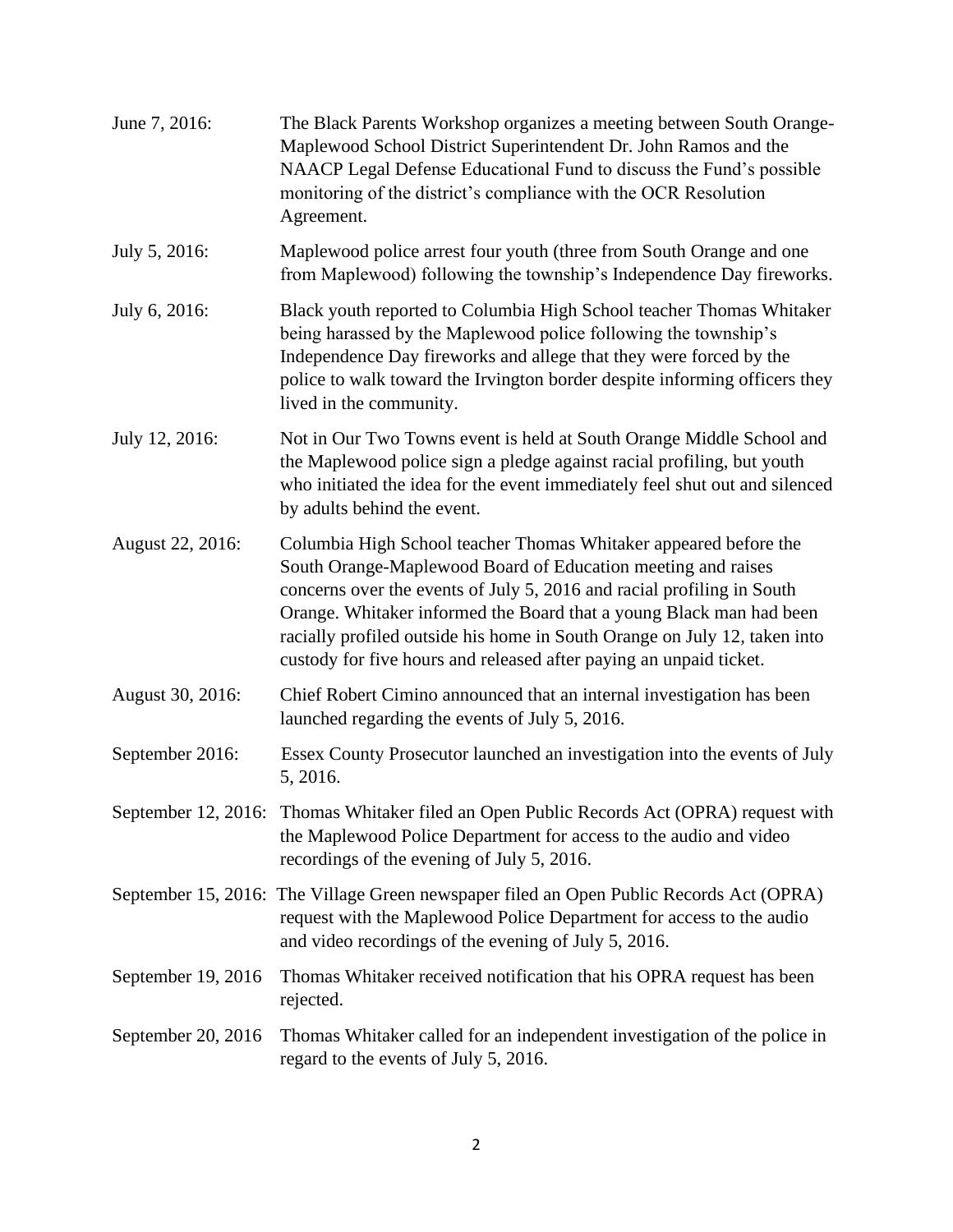June 7, 2016: The Black Parents Workshop organizes a meeting between South Orange-Maplewood School District Superintendent Dr. John Ramos and the NAACP Legal Defense Educational Fund to discuss the Fund's possible monitoring of the district's compliance with the OCR Resolution Agreement.

July 5, 2016: Maplewood police arrest four youth (three from South Orange and one from Maplewood) following the township's Independence Day fireworks.

July 6, 2016: Black youth reported to Columbia High School teacher Thomas Whitaker being harassed by the Maplewood police following the township's Independence Day fireworks and allege that they were forced by the police to walk toward the Irvington border despite informing officers they lived in the community.

July 12, 2016: Not in Our Two Towns event is held at South Orange Middle School and the Maplewood police sign a pledge against racial profiling, but youth who initiated the idea for the event immediately feel shut out and silenced by adults behind the event.

August 22, 2016: Columbia High School teacher Thomas Whitaker appeared before the South Orange-Maplewood Board of Education meeting and raises concerns over the events of July 5, 2016 and racial profiling in South Orange. Whitaker informed the Board that a young Black man had been racially profiled outside his home in South Orange on July 12, taken into custody for five hours and released after paying an unpaid ticket.

August 30, 2016: Chief Robert Cimino announced that an internal investigation has been launched regarding the events of July 5, 2016.

September 2016: Essex County Prosecutor launched an investigation into the events of July 5, 2016.

September 12, 2016: Thomas Whitaker filed an Open Public Records Act (OPRA) request with the Maplewood Police Department for access to the audio and video recordings of the evening of July 5, 2016.

September 15, 2016: The Village Green newspaper filed an Open Public Records Act (OPRA) request with the Maplewood Police Department for access to the audio and video recordings of the evening of July 5, 2016.

September 19, 2016 Thomas Whitaker received notification that his OPRA request has been rejected.

September 20, 2016 Thomas Whitaker called for an independent investigation of the police in regard to the events of July 5, 2016.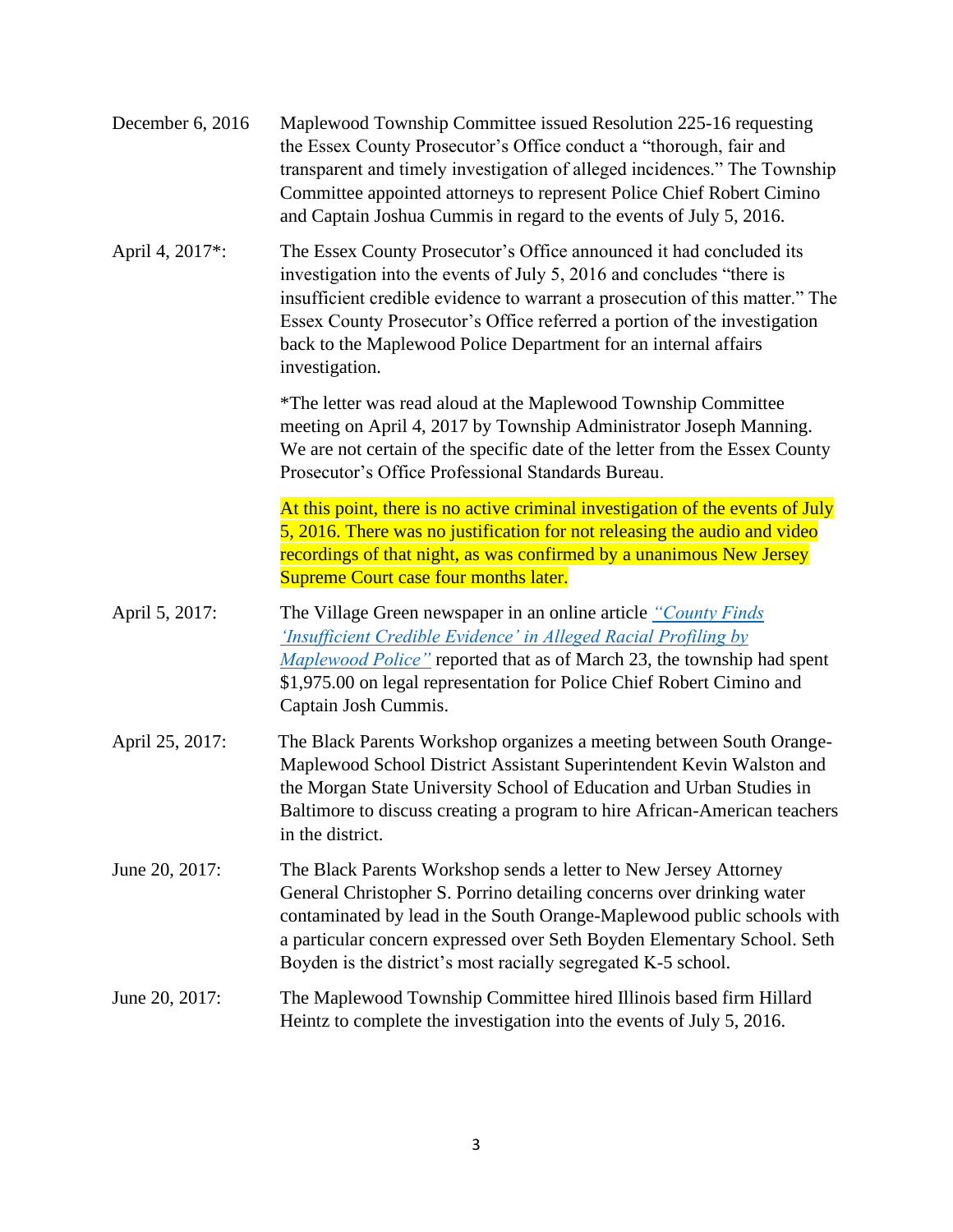**December 6, 2016**

Maplewood Township Committee issued Resolution 225-16 requesting the Essex County Prosecutor's Office conduct a "thorough, fair and transparent and timely investigation of alleged incidences." The Township Committee appointed attorneys to represent Police Chief Robert Cimino and Captain Joshua Cummis in regard to the events of July 5, 2016.

**April 4, 2017*:**

The Essex County Prosecutor's Office announced it had concluded its investigation into the events of July 5, 2016 and concludes "there is insufficient credible evidence to warrant a prosecution of this matter." The Essex County Prosecutor's Office referred a portion of the investigation back to the Maplewood Police Department for an internal affairs investigation.

*The letter was read aloud at the Maplewood Township Committee meeting on April 4, 2017 by Township Administrator Joseph Manning. We are not certain of the specific date of the letter from the Essex County Prosecutor's Office Professional Standards Bureau.

At this point, there is no active criminal investigation of the events of July 5, 2016. There was no justification for not releasing the audio and video recordings of that night, as was confirmed by a unanimous New Jersey Supreme Court case four months later.

**April 5, 2017:**

The Village Green newspaper in an online article *"County Finds 'Insufficient Credible Evidence' in Alleged Racial Profiling by Maplewood Police"* reported that as of March 23, the township had spent $1,975.00 on legal representation for Police Chief Robert Cimino and Captain Josh Cummis.

**April 25, 2017:**

The Black Parents Workshop organizes a meeting between South Orange-Maplewood School District Assistant Superintendent Kevin Walston and the Morgan State University School of Education and Urban Studies in Baltimore to discuss creating a program to hire African-American teachers in the district.

**June 20, 2017:**

The Black Parents Workshop sends a letter to New Jersey Attorney General Christopher S. Porrino detailing concerns over drinking water contaminated by lead in the South Orange-Maplewood public schools with a particular concern expressed over Seth Boyden Elementary School. Seth Boyden is the district's most racially segregated K-5 school.

**June 20, 2017:**

The Maplewood Township Committee hired Illinois based firm Hillard Heintz to complete the investigation into the events of July 5, 2016.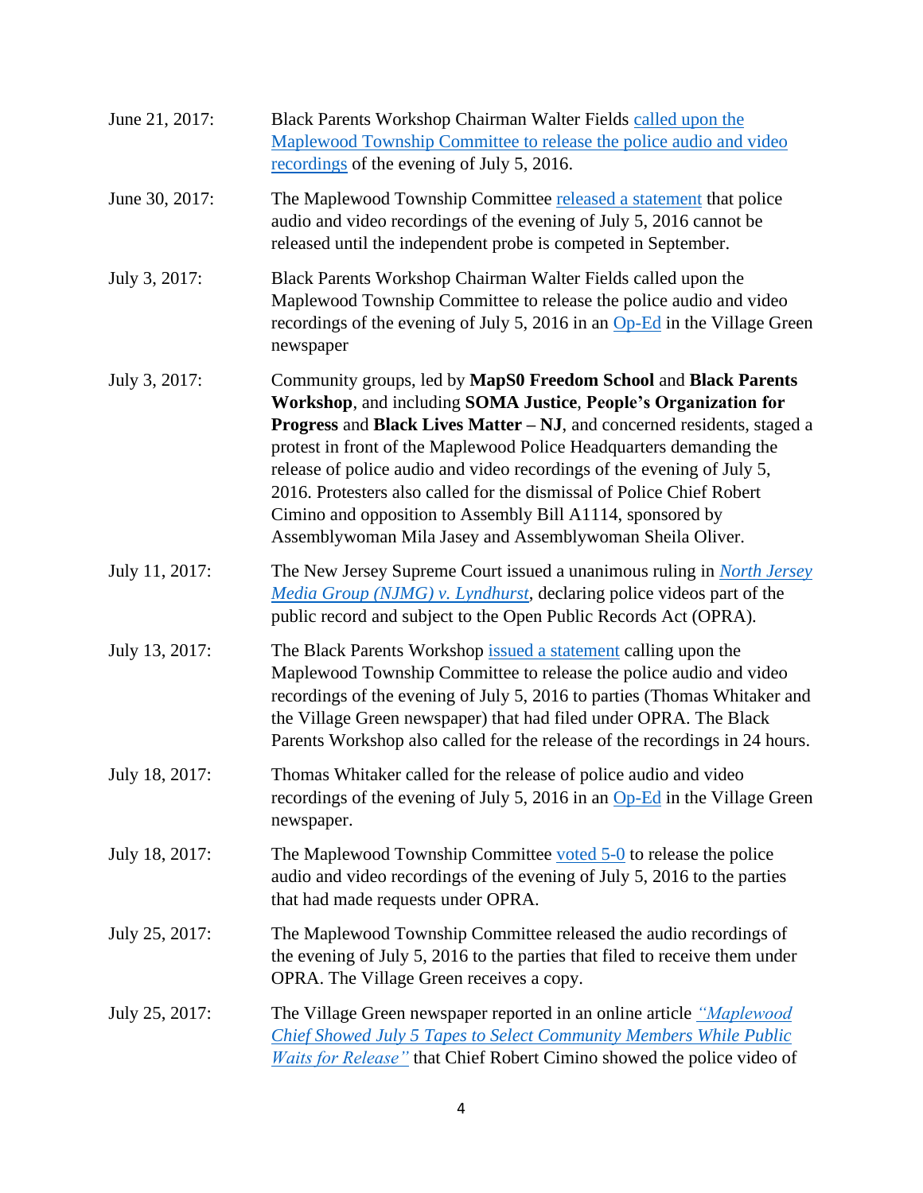June 21, 2017: Black Parents Workshop Chairman Walter Fields called upon the Maplewood Township Committee to release the police audio and video recordings of the evening of July 5, 2016.

June 30, 2017: The Maplewood Township Committee released a statement that police audio and video recordings of the evening of July 5, 2016 cannot be released until the independent probe is competed in September.

July 3, 2017: Black Parents Workshop Chairman Walter Fields called upon the Maplewood Township Committee to release the police audio and video recordings of the evening of July 5, 2016 in an Op-Ed in the Village Green newspaper

July 3, 2017: Community groups, led by **MapS0 Freedom School** and **Black Parents Workshop**, and including **SOMA Justice**, **People's Organization for Progress** and **Black Lives Matter – NJ**, and concerned residents, staged a protest in front of the Maplewood Police Headquarters demanding the release of police audio and video recordings of the evening of July 5, 2016. Protesters also called for the dismissal of Police Chief Robert Cimino and opposition to Assembly Bill A1114, sponsored by Assemblywoman Mila Jasey and Assemblywoman Sheila Oliver.

July 11, 2017: The New Jersey Supreme Court issued a unanimous ruling in *North Jersey Media Group (NJMG) v. Lyndhurst*, declaring police videos part of the public record and subject to the Open Public Records Act (OPRA).

July 13, 2017: The Black Parents Workshop issued a statement calling upon the Maplewood Township Committee to release the police audio and video recordings of the evening of July 5, 2016 to parties (Thomas Whitaker and the Village Green newspaper) that had filed under OPRA. The Black Parents Workshop also called for the release of the recordings in 24 hours.

July 18, 2017: Thomas Whitaker called for the release of police audio and video recordings of the evening of July 5, 2016 in an Op-Ed in the Village Green newspaper.

July 18, 2017: The Maplewood Township Committee voted 5-0 to release the police audio and video recordings of the evening of July 5, 2016 to the parties that had made requests under OPRA.

July 25, 2017: The Maplewood Township Committee released the audio recordings of the evening of July 5, 2016 to the parties that filed to receive them under OPRA. The Village Green receives a copy.

July 25, 2017: The Village Green newspaper reported in an online article *"Maplewood Chief Showed July 5 Tapes to Select Community Members While Public Waits for Release"* that Chief Robert Cimino showed the police video of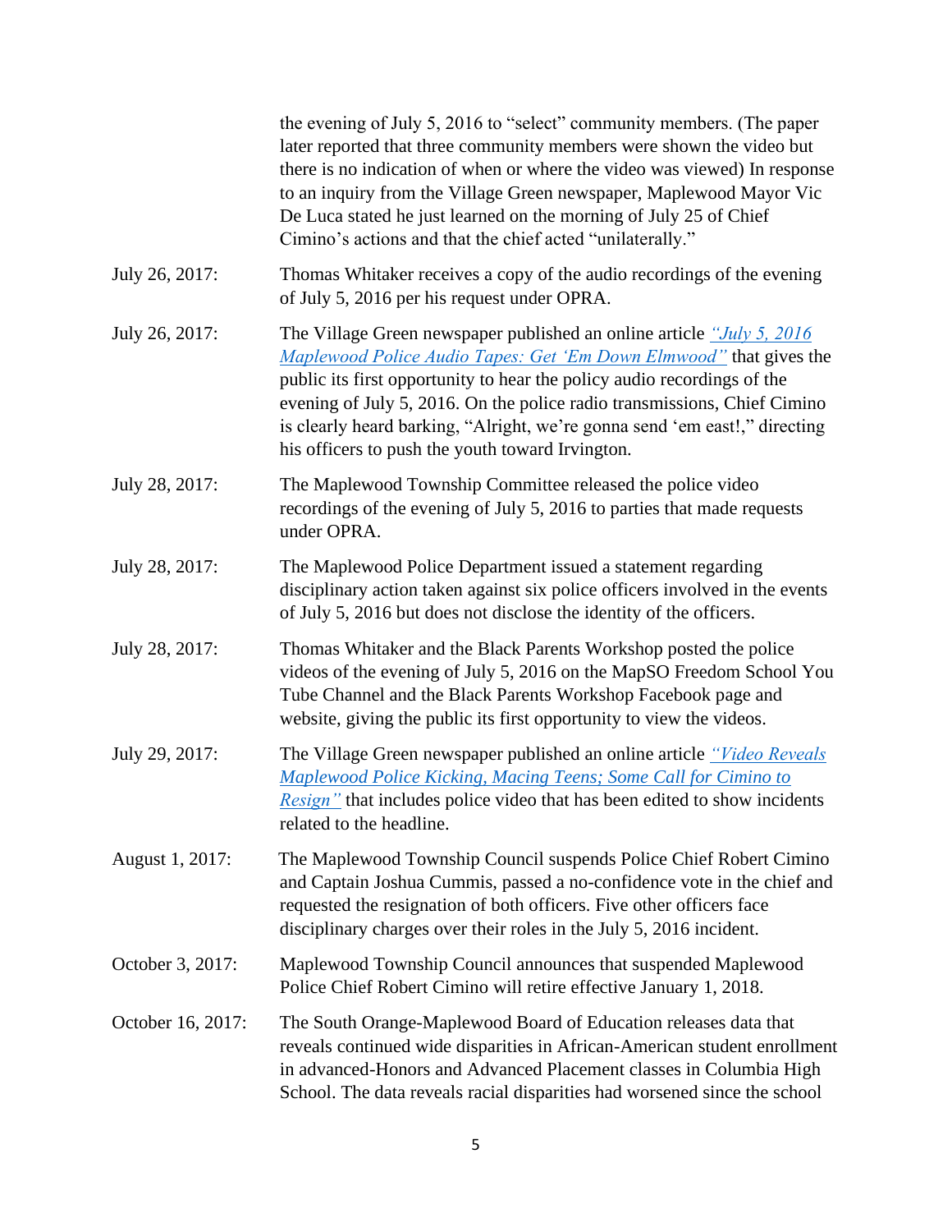the evening of July 5, 2016 to "select" community members. (The paper later reported that three community members were shown the video but there is no indication of when or where the video was viewed) In response to an inquiry from the Village Green newspaper, Maplewood Mayor Vic De Luca stated he just learned on the morning of July 25 of Chief Cimino's actions and that the chief acted "unilaterally."

July 26, 2017: Thomas Whitaker receives a copy of the audio recordings of the evening of July 5, 2016 per his request under OPRA.

July 26, 2017: The Village Green newspaper published an online article *"July 5, 2016 Maplewood Police Audio Tapes: Get 'Em Down Elmwood"* that gives the public its first opportunity to hear the policy audio recordings of the evening of July 5, 2016. On the police radio transmissions, Chief Cimino is clearly heard barking, "Alright, we're gonna send 'em east!," directing his officers to push the youth toward Irvington.

July 28, 2017: The Maplewood Township Committee released the police video recordings of the evening of July 5, 2016 to parties that made requests under OPRA.

July 28, 2017: The Maplewood Police Department issued a statement regarding disciplinary action taken against six police officers involved in the events of July 5, 2016 but does not disclose the identity of the officers.

July 28, 2017: Thomas Whitaker and the Black Parents Workshop posted the police videos of the evening of July 5, 2016 on the MapSO Freedom School You Tube Channel and the Black Parents Workshop Facebook page and website, giving the public its first opportunity to view the videos.

July 29, 2017: The Village Green newspaper published an online article *"Video Reveals Maplewood Police Kicking, Macing Teens; Some Call for Cimino to Resign"* that includes police video that has been edited to show incidents related to the headline.

August 1, 2017: The Maplewood Township Council suspends Police Chief Robert Cimino and Captain Joshua Cummis, passed a no-confidence vote in the chief and requested the resignation of both officers. Five other officers face disciplinary charges over their roles in the July 5, 2016 incident.

October 3, 2017: Maplewood Township Council announces that suspended Maplewood Police Chief Robert Cimino will retire effective January 1, 2018.

October 16, 2017: The South Orange-Maplewood Board of Education releases data that reveals continued wide disparities in African-American student enrollment in advanced-Honors and Advanced Placement classes in Columbia High School. The data reveals racial disparities had worsened since the school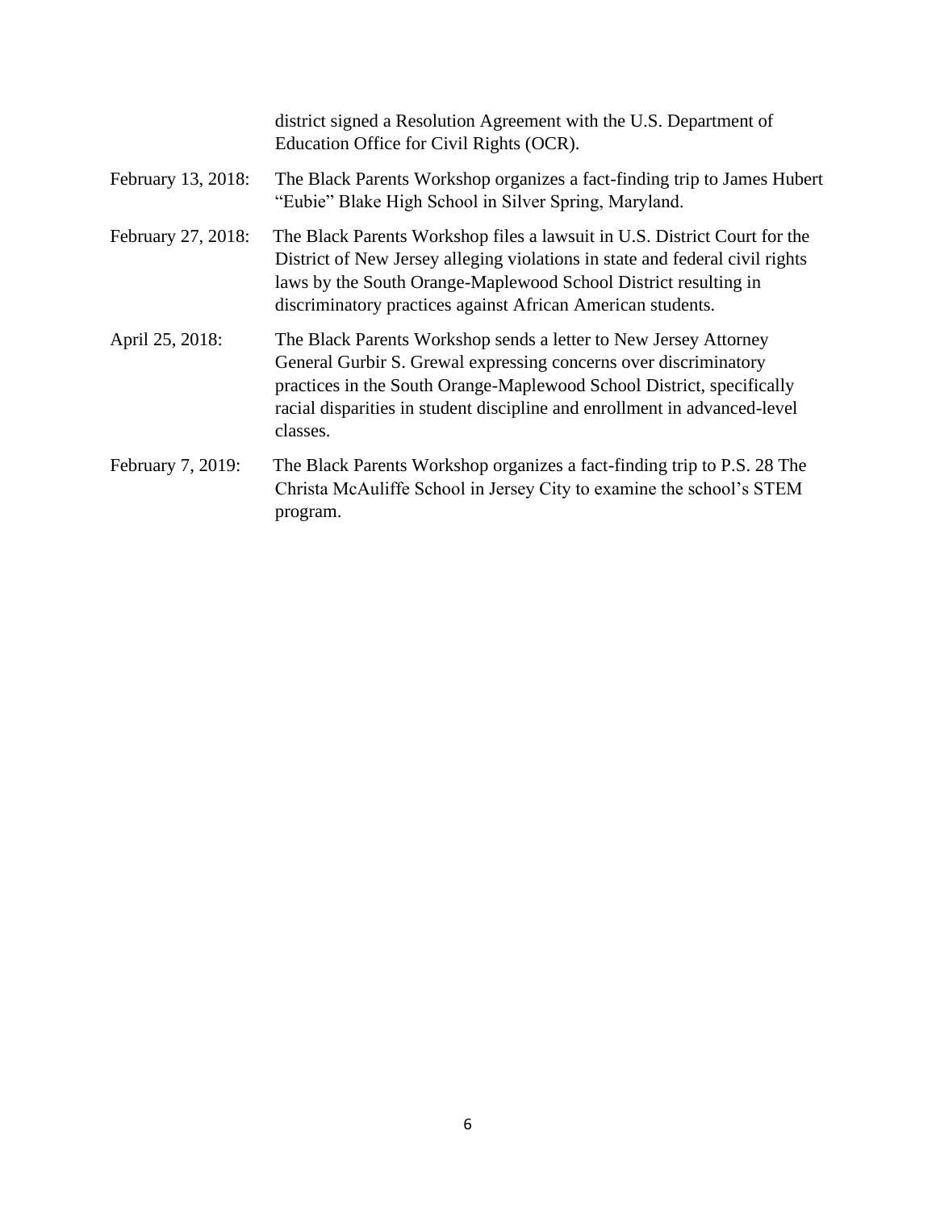district signed a Resolution Agreement with the U.S. Department of Education Office for Civil Rights (OCR).

February 13, 2018: The Black Parents Workshop organizes a fact-finding trip to James Hubert "Eubie" Blake High School in Silver Spring, Maryland.

February 27, 2018: The Black Parents Workshop files a lawsuit in U.S. District Court for the District of New Jersey alleging violations in state and federal civil rights laws by the South Orange-Maplewood School District resulting in discriminatory practices against African American students.

April 25, 2018: The Black Parents Workshop sends a letter to New Jersey Attorney General Gurbir S. Grewal expressing concerns over discriminatory practices in the South Orange-Maplewood School District, specifically racial disparities in student discipline and enrollment in advanced-level classes.

February 7, 2019: The Black Parents Workshop organizes a fact-finding trip to P.S. 28 The Christa McAuliffe School in Jersey City to examine the school's STEM program.